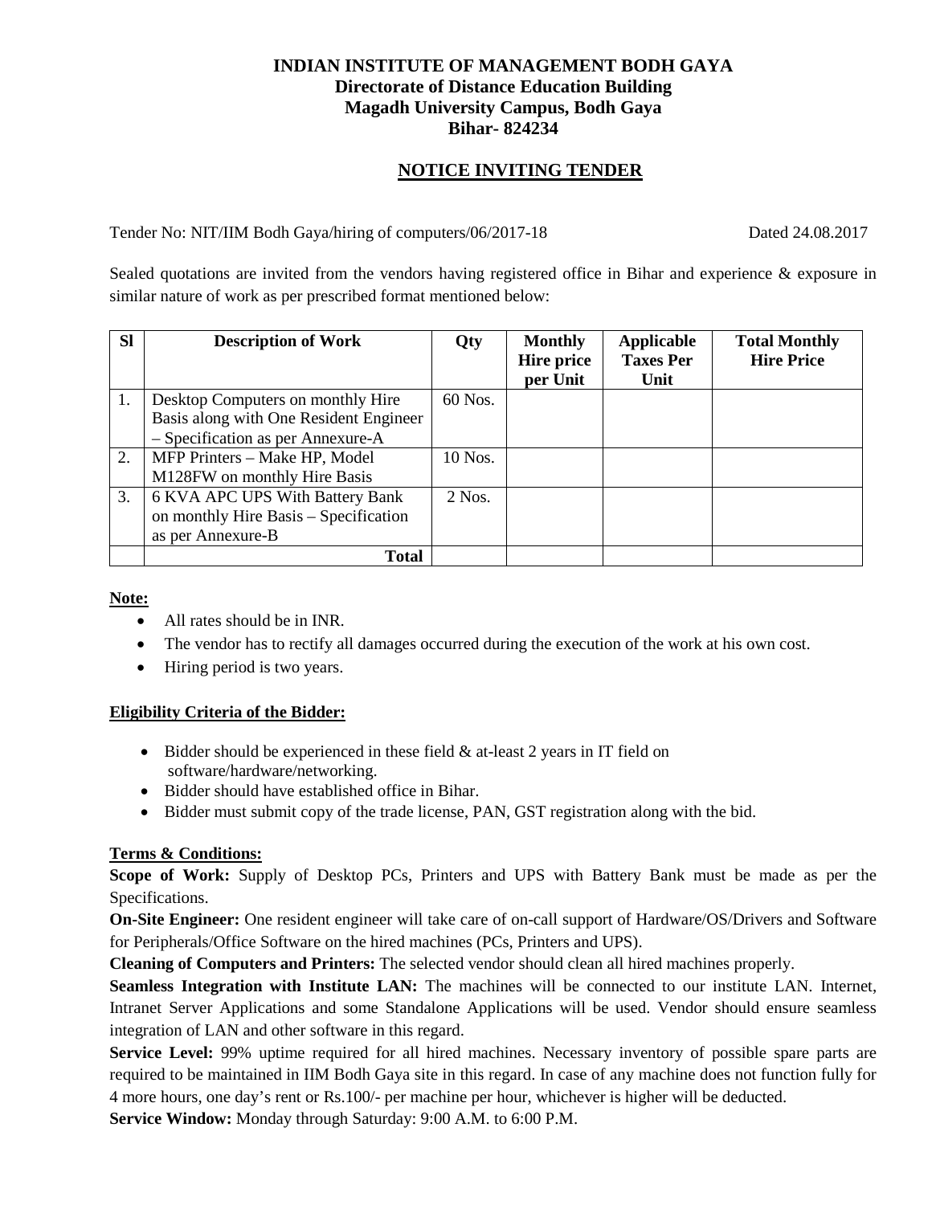**INDIAN INSTITUTE OF MANAGEMENT BODH GAYA**
**Directorate of Distance Education Building**
**Magadh University Campus, Bodh Gaya**
**Bihar- 824234**

## NOTICE INVITING TENDER

Tender No: NIT/IM Bodh Gaya/hiring of computers/06/2017-18 Dated 24.08.2017

Sealed quotations are invited from the vendors having registered office in Bihar and experience & exposure in similar nature of work as per prescribed format mentioned below:

| Sl | Description of Work | Qty | Monthly Hire price per Unit | Applicable Taxes Per Unit | Total Monthly Hire Price |
|---|---|---|---|---|---|
| 1. | Desktop Computers on monthly Hire Basis along with One Resident Engineer – Specification as per Annexure-A | 60 Nos. | | | |
| 2. | MFP Printers – Make HP, Model M128FW on monthly Hire Basis | 10 Nos. | | | |
| 3. | 6 KVA APC UPS With Battery Bank on monthly Hire Basis – Specification as per Annexure-B | 2 Nos. | | | |
| | **Total** | | | | |

**Note:**

- All rates should be in INR.
- The vendor has to rectify all damages occurred during the execution of the work at his own cost.
- Hiring period is two years.

**Eligibility Criteria of the Bidder:**

- Bidder should be experienced in these field & at-least 2 years in IT field on software/hardware/networking.
- Bidder should have established office in Bihar.
- Bidder must submit copy of the trade license, PAN, GST registration along with the bid.

**Terms & Conditions:**

**Scope of Work:** Supply of Desktop PCs, Printers and UPS with Battery Bank must be made as per the Specifications.

**On-Site Engineer:** One resident engineer will take care of on-call support of Hardware/OS/Drivers and Software for Peripherals/Office Software on the hired machines (PCs, Printers and UPS).

**Cleaning of Computers and Printers:** The selected vendor should clean all hired machines properly.

**Seamless Integration with Institute LAN:** The machines will be connected to our institute LAN. Internet, Intranet Server Applications and some Standalone Applications will be used. Vendor should ensure seamless integration of LAN and other software in this regard.

**Service Level:** 99% uptime required for all hired machines. Necessary inventory of possible spare parts are required to be maintained in IIM Bodh Gaya site in this regard. In case of any machine does not function fully for 4 more hours, one day's rent or Rs.100/- per machine per hour, whichever is higher will be deducted.

**Service Window:** Monday through Saturday: 9:00 A.M. to 6:00 P.M.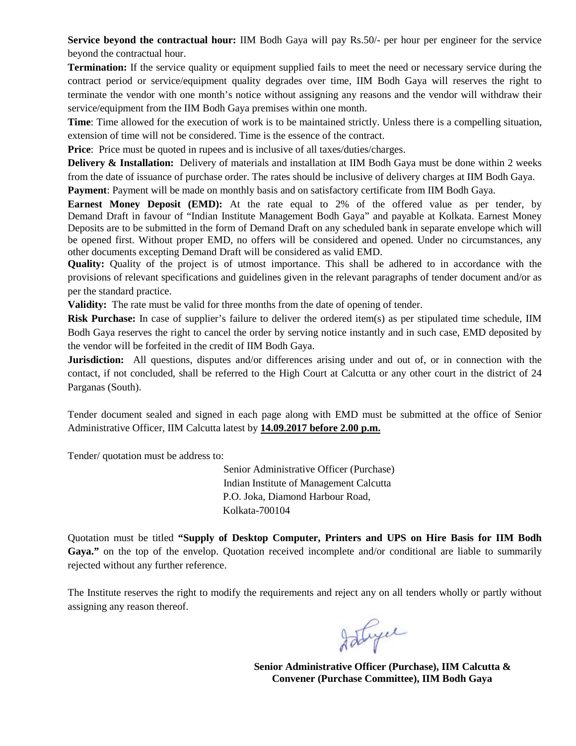**Service beyond the contractual hour:** IIM Bodh Gaya will pay Rs.50/- per hour per engineer for the service beyond the contractual hour.

**Termination:** If the service quality or equipment supplied fails to meet the need or necessary service during the contract period or service/equipment quality degrades over time, IIM Bodh Gaya will reserves the right to terminate the vendor with one month's notice without assigning any reasons and the vendor will withdraw their service/equipment from the IIM Bodh Gaya premises within one month.

**Time**: Time allowed for the execution of work is to be maintained strictly. Unless there is a compelling situation, extension of time will not be considered. Time is the essence of the contract.

**Price**: Price must be quoted in rupees and is inclusive of all taxes/duties/charges.

**Delivery & Installation:** Delivery of materials and installation at IIM Bodh Gaya must be done within 2 weeks from the date of issuance of purchase order. The rates should be inclusive of delivery charges at IIM Bodh Gaya.

**Payment**: Payment will be made on monthly basis and on satisfactory certificate from IIM Bodh Gaya.

**Earnest Money Deposit (EMD):** At the rate equal to 2% of the offered value as per tender, by Demand Draft in favour of "Indian Institute Management Bodh Gaya" and payable at Kolkata. Earnest Money Deposits are to be submitted in the form of Demand Draft on any scheduled bank in separate envelope which will be opened first. Without proper EMD, no offers will be considered and opened. Under no circumstances, any other documents excepting Demand Draft will be considered as valid EMD.

**Quality:** Quality of the project is of utmost importance. This shall be adhered to in accordance with the provisions of relevant specifications and guidelines given in the relevant paragraphs of tender document and/or as per the standard practice.

**Validity:** The rate must be valid for three months from the date of opening of tender.

**Risk Purchase:** In case of supplier's failure to deliver the ordered item(s) as per stipulated time schedule, IIM Bodh Gaya reserves the right to cancel the order by serving notice instantly and in such case, EMD deposited by the vendor will be forfeited in the credit of IIM Bodh Gaya.

**Jurisdiction:** All questions, disputes and/or differences arising under and out of, or in connection with the contact, if not concluded, shall be referred to the High Court at Calcutta or any other court in the district of 24 Parganas (South).

Tender document sealed and signed in each page along with EMD must be submitted at the office of Senior Administrative Officer, IIM Calcutta latest by **14.09.2017 before 2.00 p.m.**

Tender/ quotation must be address to:

Senior Administrative Officer (Purchase)
Indian Institute of Management Calcutta
P.O. Joka, Diamond Harbour Road,
Kolkata-700104

Quotation must be titled **"Supply of Desktop Computer, Printers and UPS on Hire Basis for IIM Bodh Gaya."** on the top of the envelop. Quotation received incomplete and/or conditional are liable to summarily rejected without any further reference.

The Institute reserves the right to modify the requirements and reject any on all tenders wholly or partly without assigning any reason thereof.

**Senior Administrative Officer (Purchase), IIM Calcutta &**
**Convener (Purchase Committee), IIM Bodh Gaya**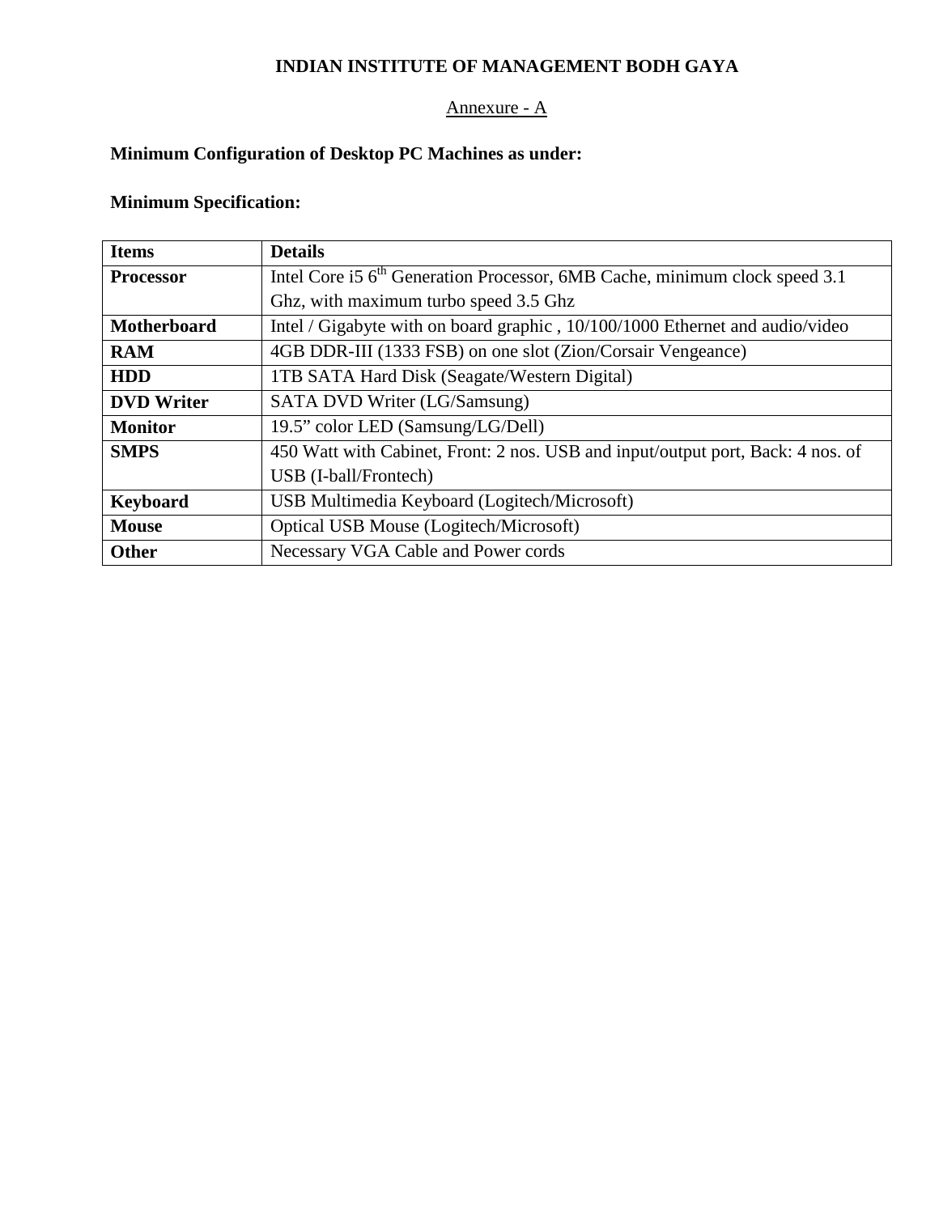**INDIAN INSTITUTE OF MANAGEMENT BODH GAYA**

Annexure - A

**Minimum Configuration of Desktop PC Machines as under:**

**Minimum Specification:**

| **Items** | **Details** |
|---|---|
| **Processor** | Intel Core i5 6th Generation Processor, 6MB Cache, minimum clock speed 3.1 Ghz, with maximum turbo speed 3.5 Ghz |
| **Motherboard** | Intel / Gigabyte with on board graphic , 10/100/1000 Ethernet and audio/video |
| **RAM** | 4GB DDR-III (1333 FSB) on one slot (Zion/Corsair Vengeance) |
| **HDD** | 1TB SATA Hard Disk (Seagate/Western Digital) |
| **DVD Writer** | SATA DVD Writer (LG/Samsung) |
| **Monitor** | 19.5” color LED (Samsung/LG/Dell) |
| **SMPS** | 450 Watt with Cabinet, Front: 2 nos. USB and input/output port, Back: 4 nos. of USB (I-ball/Frontech) |
| **Keyboard** | USB Multimedia Keyboard (Logitech/Microsoft) |
| **Mouse** | Optical USB Mouse (Logitech/Microsoft) |
| **Other** | Necessary VGA Cable and Power cords |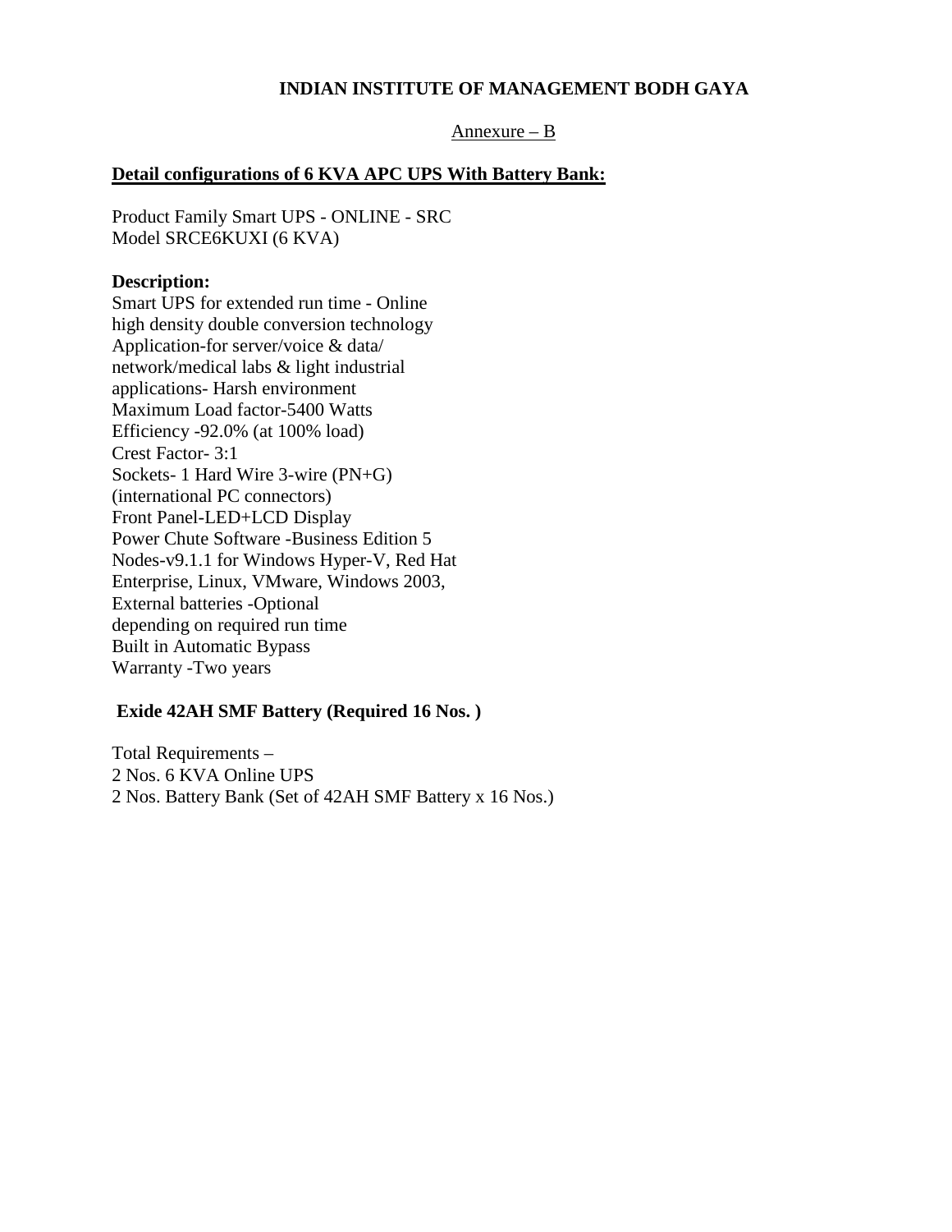**INDIAN INSTITUTE OF MANAGEMENT BODH GAYA**

Annexure – B

**Detail configurations of 6 KVA APC UPS With Battery Bank:**

Product Family Smart UPS - ONLINE - SRC
Model SRCE6KUXI (6 KVA)

**Description:**
Smart UPS for extended run time - Online
high density double conversion technology
Application-for server/voice & data/
network/medical labs & light industrial
applications- Harsh environment
Maximum Load factor-5400 Watts
Efficiency -92.0% (at 100% load)
Crest Factor- 3:1
Sockets- 1 Hard Wire 3-wire (PN+G)
(international PC connectors)
Front Panel-LED+LCD Display
Power Chute Software -Business Edition 5
Nodes-v9.1.1 for Windows Hyper-V, Red Hat
Enterprise, Linux, VMware, Windows 2003,
External batteries -Optional
depending on required run time
Built in Automatic Bypass
Warranty -Two years

**Exide 42AH SMF Battery (Required 16 Nos. )**

Total Requirements –
2 Nos. 6 KVA Online UPS
2 Nos. Battery Bank (Set of 42AH SMF Battery x 16 Nos.)